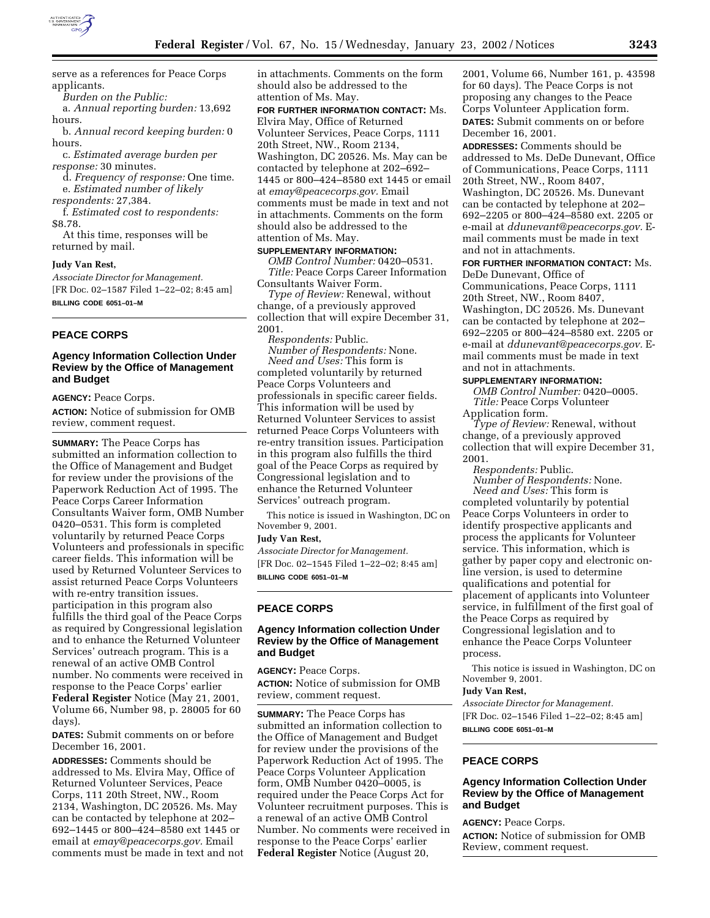serve as a references for Peace Corps applicants.

*Burden on the Public:*

a. *Annual reporting burden:* 13,692 hours.

b. *Annual record keeping burden:* 0 hours.

c. *Estimated average burden per response:* 30 minutes.

d. *Frequency of response:* One time.

e. *Estimated number of likely respondents:* 27,384.

f. *Estimated cost to respondents:* $8.78.

At this time, responses will be returned by mail.

**Judy Van Rest,**

*Associate Director for Management.*

[FR Doc. 02–1587 Filed 1–22–02; 8:45 am]

**BILLING CODE 6051–01–M**

## PEACE CORPS

### Agency Information Collection Under Review by the Office of Management and Budget

**AGENCY:** Peace Corps.

**ACTION:** Notice of submission for OMB review, comment request.

**SUMMARY:** The Peace Corps has submitted an information collection to the Office of Management and Budget for review under the provisions of the Paperwork Reduction Act of 1995. The Peace Corps Career Information Consultants Waiver form, OMB Number 0420–0531. This form is completed voluntarily by returned Peace Corps Volunteers and professionals in specific career fields. This information will be used by Returned Volunteer Services to assist returned Peace Corps Volunteers with re-entry transition issues. participation in this program also fulfills the third goal of the Peace Corps as required by Congressional legislation and to enhance the Returned Volunteer Services' outreach program. This is a renewal of an active OMB Control number. No comments were received in response to the Peace Corps' earlier **Federal Register** Notice (May 21, 2001, Volume 66, Number 98, p. 28005 for 60 days).

**DATES:** Submit comments on or before December 16, 2001.

**ADDRESSES:** Comments should be addressed to Ms. Elvira May, Office of Returned Volunteer Services, Peace Corps, 111 20th Street, NW., Room 2134, Washington, DC 20526. Ms. May can be contacted by telephone at 202–692–1445 or 800–424–8580 ext 1445 or email at *emay@peacecorps.gov.* Email comments must be made in text and not in attachments. Comments on the form should also be addressed to the attention of Ms. May.

**FOR FURTHER INFORMATION CONTACT:** Ms. Elvira May, Office of Returned Volunteer Services, Peace Corps, 1111 20th Street, NW., Room 2134, Washington, DC 20526. Ms. May can be contacted by telephone at 202–692–1445 or 800–424–8580 ext 1445 or email at *emay@peacecorps.gov.* Email comments must be made in text and not in attachments. Comments on the form should also be addressed to the attention of Ms. May.

**SUPPLEMENTARY INFORMATION:**

*OMB Control Number:* 0420–0531.

*Title:* Peace Corps Career Information Consultants Waiver Form.

*Type of Review:* Renewal, without change, of a previously approved collection that will expire December 31, 2001.

*Respondents:* Public.

*Number of Respondents:* None.

*Need and Uses:* This form is completed voluntarily by returned Peace Corps Volunteers and professionals in specific career fields. This information will be used by Returned Volunteer Services to assist returned Peace Corps Volunteers with re-entry transition issues. Participation in this program also fulfills the third goal of the Peace Corps as required by Congressional legislation and to enhance the Returned Volunteer Services' outreach program.

This notice is issued in Washington, DC on November 9, 2001.

**Judy Van Rest,**

*Associate Director for Management.*

[FR Doc. 02–1545 Filed 1–22–02; 8:45 am]

**BILLING CODE 6051–01–M**

## PEACE CORPS

### Agency Information collection Under Review by the Office of Management and Budget

**AGENCY:** Peace Corps.

**ACTION:** Notice of submission for OMB review, comment request.

**SUMMARY:** The Peace Corps has submitted an information collection to the Office of Management and Budget for review under the provisions of the Paperwork Reduction Act of 1995. The Peace Corps Volunteer Application form, OMB Number 0420–0005, is required under the Peace Corps Act for Volunteer recruitment purposes. This is a renewal of an active OMB Control Number. No comments were received in response to the Peace Corps' earlier **Federal Register** Notice (August 20, 2001, Volume 66, Number 161, p. 43598 for 60 days). The Peace Corps is not proposing any changes to the Peace Corps Volunteer Application form.

**DATES:** Submit comments on or before December 16, 2001.

**ADDRESSES:** Comments should be addressed to Ms. DeDe Dunevant, Office of Communications, Peace Corps, 1111 20th Street, NW., Room 8407, Washington, DC 20526. Ms. Dunevant can be contacted by telephone at 202–692–2205 or 800–424–8580 ext. 2205 or e-mail at *ddunevant@peacecorps.gov.* E-mail comments must be made in text and not in attachments.

**FOR FURTHER INFORMATION CONTACT:** Ms. DeDe Dunevant, Office of Communications, Peace Corps, 1111 20th Street, NW., Room 8407, Washington, DC 20526. Ms. Dunevant can be contacted by telephone at 202–692–2205 or 800–424–8580 ext. 2205 or e-mail at *ddunevant@peacecorps.gov.* E-mail comments must be made in text and not in attachments.

**SUPPLEMENTARY INFORMATION:**

*OMB Control Number:* 0420–0005.

*Title:* Peace Corps Volunteer Application form.

*Type of Review:* Renewal, without change, of a previously approved collection that will expire December 31, 2001.

*Respondents:* Public.

*Number of Respondents:* None.

*Need and Uses:* This form is completed voluntarily by potential Peace Corps Volunteers in order to identify prospective applicants and process the applicants for Volunteer service. This information, which is gather by paper copy and electronic on-line version, is used to determine qualifications and potential for placement of applicants into Volunteer service, in fulfillment of the first goal of the Peace Corps as required by Congressional legislation and to enhance the Peace Corps Volunteer process.

This notice is issued in Washington, DC on November 9, 2001.

**Judy Van Rest,**

*Associate Director for Management.*

[FR Doc. 02–1546 Filed 1–22–02; 8:45 am]

**BILLING CODE 6051–01–M**

## PEACE CORPS

### Agency Information Collection Under Review by the Office of Management and Budget

**AGENCY:** Peace Corps.

**ACTION:** Notice of submission for OMB Review, comment request.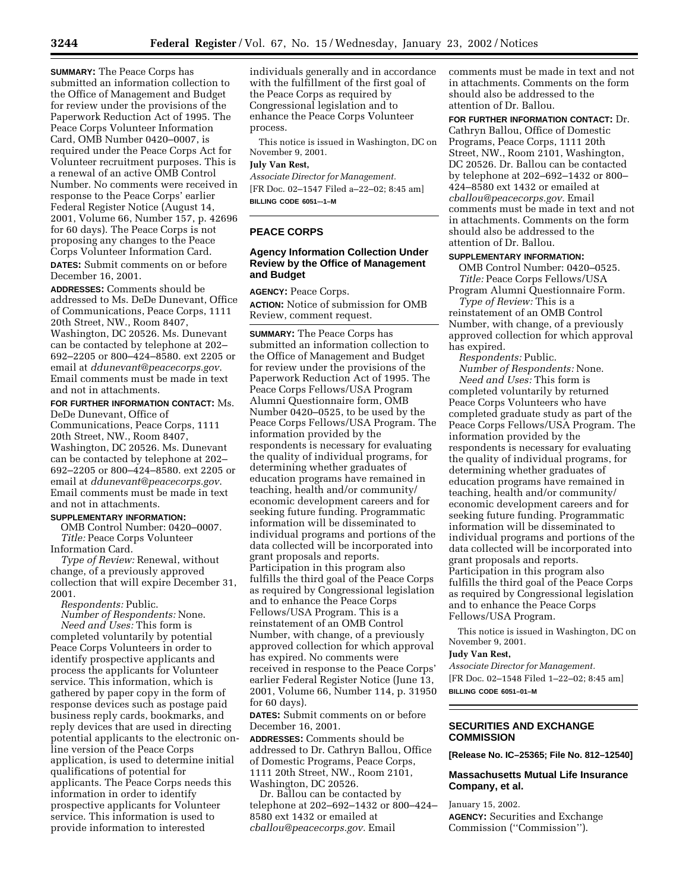**SUMMARY:** The Peace Corps has submitted an information collection to the Office of Management and Budget for review under the provisions of the Paperwork Reduction Act of 1995. The Peace Corps Volunteer Information Card, OMB Number 0420–0007, is required under the Peace Corps Act for Volunteer recruitment purposes. This is a renewal of an active OMB Control Number. No comments were received in response to the Peace Corps' earlier Federal Register Notice (August 14, 2001, Volume 66, Number 157, p. 42696 for 60 days). The Peace Corps is not proposing any changes to the Peace Corps Volunteer Information Card.

**DATES:** Submit comments on or before December 16, 2001.

**ADDRESSES:** Comments should be addressed to Ms. DeDe Dunevant, Office of Communications, Peace Corps, 1111 20th Street, NW., Room 8407, Washington, DC 20526. Ms. Dunevant can be contacted by telephone at 202–692–2205 or 800–424–8580. ext 2205 or email at *ddunevant@peacecorps.gov*. Email comments must be made in text and not in attachments.

**FOR FURTHER INFORMATION CONTACT:** Ms. DeDe Dunevant, Office of Communications, Peace Corps, 1111 20th Street, NW., Room 8407, Washington, DC 20526. Ms. Dunevant can be contacted by telephone at 202–692–2205 or 800–424–8580. ext 2205 or email at *ddunevant@peacecorps.gov*. Email comments must be made in text and not in attachments.

**SUPPLEMENTARY INFORMATION:**

OMB Control Number: 0420–0007.

*Title:* Peace Corps Volunteer Information Card.

*Type of Review:* Renewal, without change, of a previously approved collection that will expire December 31, 2001.

*Respondents:* Public.

*Number of Respondents:* None.

*Need and Uses:* This form is completed voluntarily by potential Peace Corps Volunteers in order to identify prospective applicants and process the applicants for Volunteer service. This information, which is gathered by paper copy in the form of response devices such as postage paid business reply cards, bookmarks, and reply devices that are used in directing potential applicants to the electronic on-line version of the Peace Corps application, is used to determine initial qualifications of potential for applicants. The Peace Corps needs this information in order to identify prospective applicants for Volunteer service. This information is used to provide information to interested individuals generally and in accordance with the fulfillment of the first goal of the Peace Corps as required by Congressional legislation and to enhance the Peace Corps Volunteer process.

This notice is issued in Washington, DC on November 9, 2001.

**July Van Rest,**

*Associate Director for Management.*

[FR Doc. 02–1547 Filed a–22–02; 8:45 am]

**BILLING CODE 6051–-1–M**

## PEACE CORPS

### Agency Information Collection Under Review by the Office of Management and Budget

**AGENCY:** Peace Corps.

**ACTION:** Notice of submission for OMB Review, comment request.

**SUMMARY:** The Peace Corps has submitted an information collection to the Office of Management and Budget for review under the provisions of the Paperwork Reduction Act of 1995. The Peace Corps Fellows/USA Program Alumni Questionnaire form, OMB Number 0420–0525, to be used by the Peace Corps Fellows/USA Program. The information provided by the respondents is necessary for evaluating the quality of individual programs, for determining whether graduates of education programs have remained in teaching, health and/or community/economic development careers and for seeking future funding. Programmatic information will be disseminated to individual programs and portions of the data collected will be incorporated into grant proposals and reports. Participation in this program also fulfills the third goal of the Peace Corps as required by Congressional legislation and to enhance the Peace Corps Fellows/USA Program. This is a reinstatement of an OMB Control Number, with change, of a previously approved collection for which approval has expired. No comments were received in response to the Peace Corps' earlier Federal Register Notice (June 13, 2001, Volume 66, Number 114, p. 31950 for 60 days).

**DATES:** Submit comments on or before December 16, 2001.

**ADDRESSES:** Comments should be addressed to Dr. Cathryn Ballou, Office of Domestic Programs, Peace Corps, 1111 20th Street, NW., Room 2101, Washington, DC 20526.

Dr. Ballou can be contacted by telephone at 202–692–1432 or 800–424–8580 ext 1432 or emailed at *cballou@peacecorps.gov.* Email comments must be made in text and not in attachments. Comments on the form should also be addressed to the attention of Dr. Ballou.

**FOR FURTHER INFORMATION CONTACT:** Dr. Cathryn Ballou, Office of Domestic Programs, Peace Corps, 1111 20th Street, NW., Room 2101, Washington, DC 20526. Dr. Ballou can be contacted by telephone at 202–692–1432 or 800–424–8580 ext 1432 or emailed at *cballou@peacecorps.gov.* Email comments must be made in text and not in attachments. Comments on the form should also be addressed to the attention of Dr. Ballou.

**SUPPLEMENTARY INFORMATION:**

OMB Control Number: 0420–0525.

*Title:* Peace Corps Fellows/USA Program Alumni Questionnaire Form.

*Type of Review:* This is a reinstatement of an OMB Control Number, with change, of a previously approved collection for which approval has expired.

*Respondents:* Public.

*Number of Respondents:* None.

*Need and Uses:* This form is completed voluntarily by returned Peace Corps Volunteers who have completed graduate study as part of the Peace Corps Fellows/USA Program. The information provided by the respondents is necessary for evaluating the quality of individual programs, for determining whether graduates of education programs have remained in teaching, health and/or community/economic development careers and for seeking future funding. Programmatic information will be disseminated to individual programs and portions of the data collected will be incorporated into grant proposals and reports. Participation in this program also fulfills the third goal of the Peace Corps as required by Congressional legislation and to enhance the Peace Corps Fellows/USA Program.

This notice is issued in Washington, DC on November 9, 2001.

**Judy Van Rest,**

*Associate Director for Management.*

[FR Doc. 02–1548 Filed 1–22–02; 8:45 am]

**BILLING CODE 6051–01–M**

## SECURITIES AND EXCHANGE COMMISSION

**[Release No. IC–25365; File No. 812–12540]**

### Massachusetts Mutual Life Insurance Company, et al.

January 15, 2002.

**AGENCY:** Securities and Exchange Commission (''Commission'').